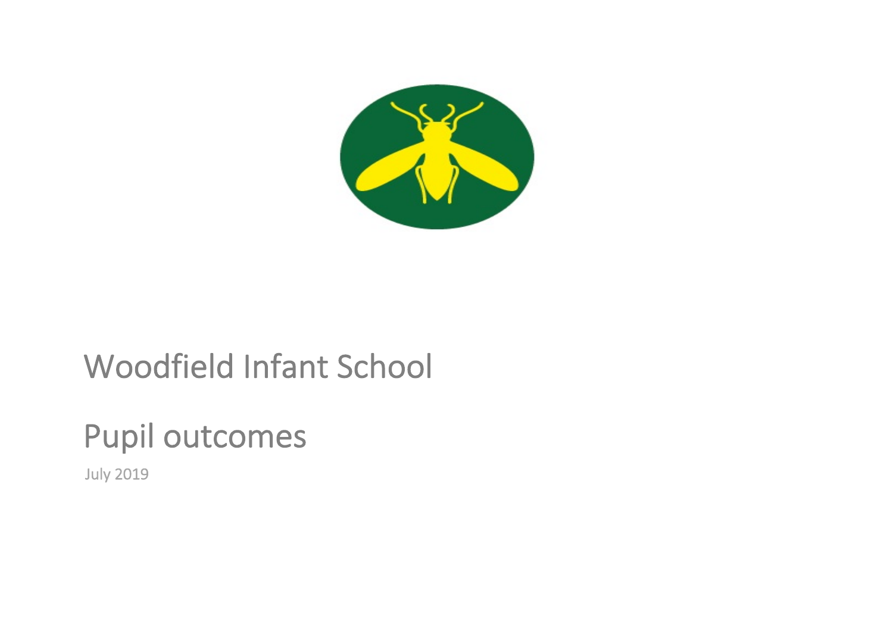# Woodfield Infant School

## Pupil outcomes

July 2019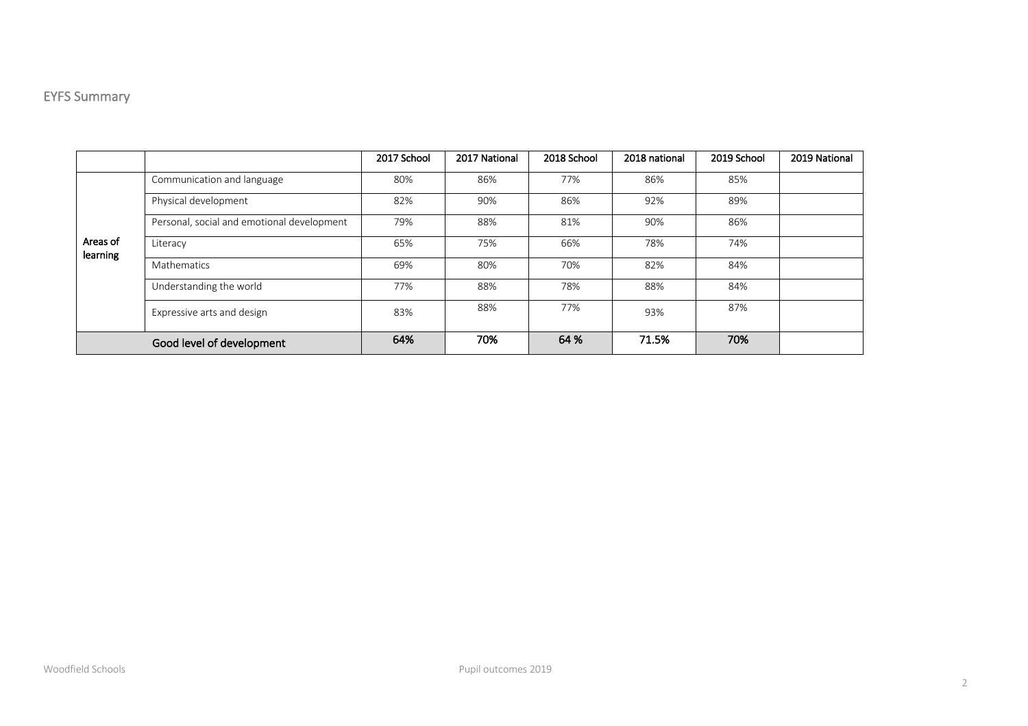## EYFS Summary

| | | 2017 School | 2017 National | 2018 School | 2018 national | 2019 School | 2019 National |
|---|---|---|---|---|---|---|---|
| Areas of learning | Communication and language | 80% | 86% | 77% | 86% | 85% | |
| | Physical development | 82% | 90% | 86% | 92% | 89% | |
| | Personal, social and emotional development | 79% | 88% | 81% | 90% | 86% | |
| | Literacy | 65% | 75% | 66% | 78% | 74% | |
| | Mathematics | 69% | 80% | 70% | 82% | 84% | |
| | Understanding the world | 77% | 88% | 78% | 88% | 84% | |
| | Expressive arts and design | 83% | 88% | 77% | 93% | 87% | |
| Good level of development | | **64%** | **70%** | **64 %** | **71.5%** | **70%** | |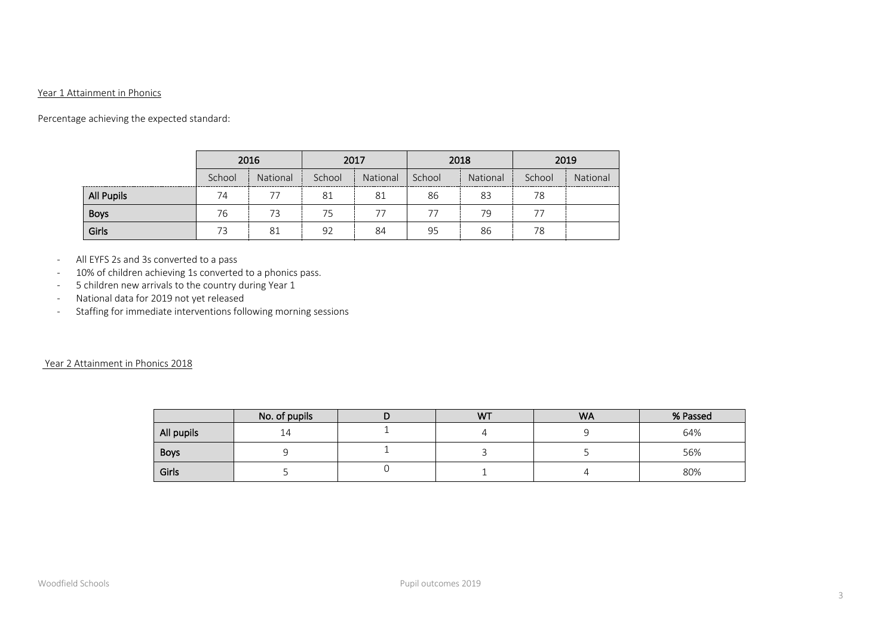Year 1 Attainment in Phonics

Percentage achieving the expected standard:

| | 2016 | | 2017 | | 2018 | | 2019 | |
|---|---|---|---|---|---|---|---|---|
| | School | National | School | National | School | National | School | National |
| **All Pupils** | 74 | 77 | 81 | 81 | 86 | 83 | 78 | |
| **Boys** | 76 | 73 | 75 | 77 | 77 | 79 | 77 | |
| **Girls** | 73 | 81 | 92 | 84 | 95 | 86 | 78 | |

- All EYFS 2s and 3s converted to a pass
- 10% of children achieving 1s converted to a phonics pass.
- 5 children new arrivals to the country during Year 1
- National data for 2019 not yet released
- Staffing for immediate interventions following morning sessions

Year 2 Attainment in Phonics 2018

| | No. of pupils | D | WT | WA | % Passed |
|---|---|---|---|---|---|
| All pupils | 14 | 1 | 4 | 9 | 64% |
| Boys | 9 | 1 | 3 | 5 | 56% |
| Girls | 5 | 0 | 1 | 4 | 80% |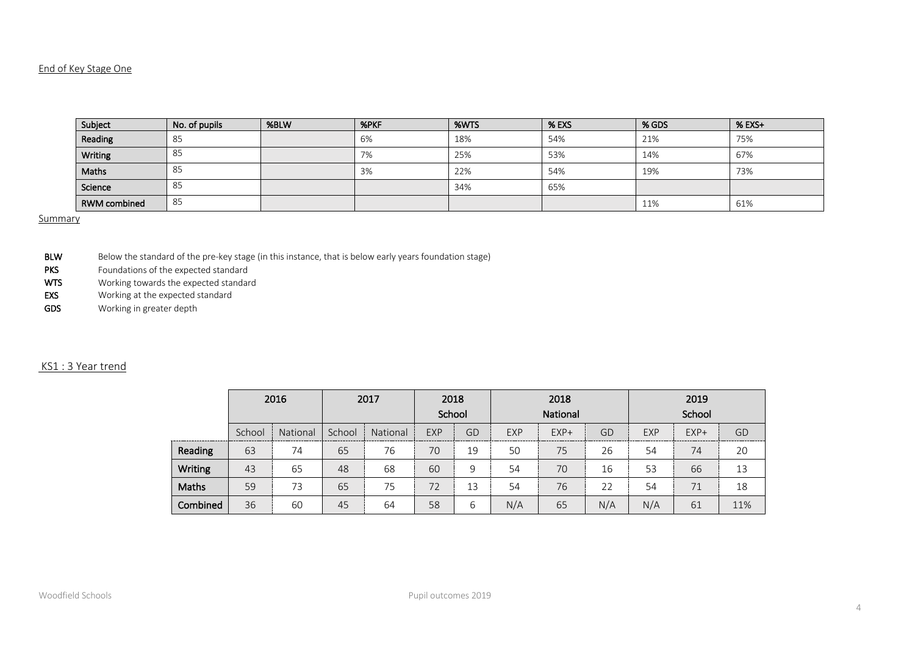## End of Key Stage One

| Subject | No. of pupils | %BLW | %PKF | %WTS | % EXS | % GDS | % EXS+ |
|---|---|---|---|---|---|---|---|
| Reading | 85 | | 6% | 18% | 54% | 21% | 75% |
| Writing | 85 | | 7% | 25% | 53% | 14% | 67% |
| Maths | 85 | | 3% | 22% | 54% | 19% | 73% |
| Science | 85 | | | 34% | 65% | | |
| RWM combined | 85 | | | | | 11% | 61% |

Summary

**BLW** Below the standard of the pre-key stage (in this instance, that is below early years foundation stage)
**PKS** Foundations of the expected standard
**WTS** Working towards the expected standard
**EXS** Working at the expected standard
**GDS** Working in greater depth

## KS1 : 3 Year trend

| | 2016 | | 2017 | | 2018 School | | 2018 National | | | 2019 School | | |
|---|---|---|---|---|---|---|---|---|---|---|---|---|
| | School | National | School | National | EXP | GD | EXP | EXP+ | GD | EXP | EXP+ | GD |
| **Reading** | 63 | 74 | 65 | 76 | 70 | 19 | 50 | 75 | 26 | 54 | 74 | 20 |
| **Writing** | 43 | 65 | 48 | 68 | 60 | 9 | 54 | 70 | 16 | 53 | 66 | 13 |
| **Maths** | 59 | 73 | 65 | 75 | 72 | 13 | 54 | 76 | 22 | 54 | 71 | 18 |
| **Combined** | 36 | 60 | 45 | 64 | 58 | 6 | N/A | 65 | N/A | N/A | 61 | 11% |